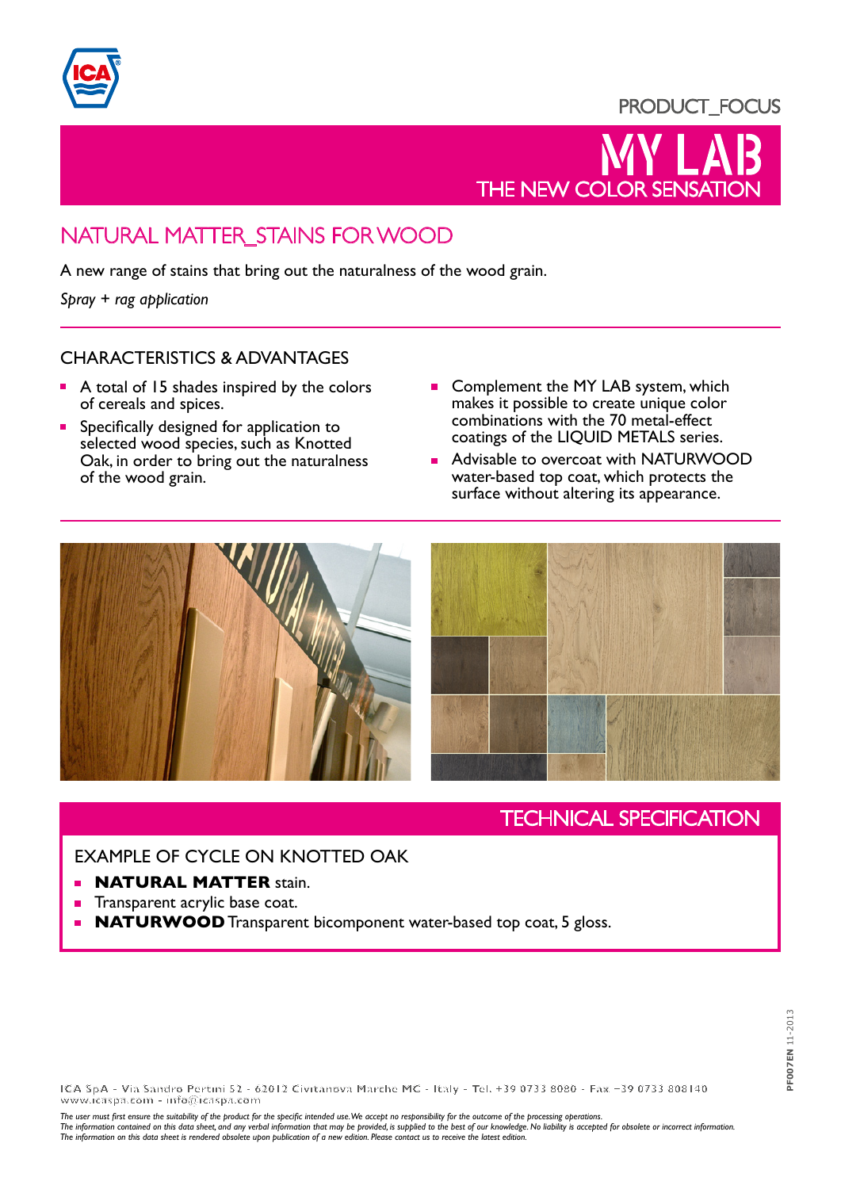PRODUCT_FOCUS

# MY LAB
## THE NEW COLOR SENSATION

## NATURAL MATTER_STAINS FOR WOOD

A new range of stains that bring out the naturalness of the wood grain.

*Spray + rag application*

### CHARACTERISTICS & ADVANTAGES

- A total of 15 shades inspired by the colors of cereals and spices.
- Specifically designed for application to selected wood species, such as Knotted Oak, in order to bring out the naturalness of the wood grain.
- Complement the MY LAB system, which makes it possible to create unique color combinations with the 70 metal-effect coatings of the LIQUID METALS series.
- Advisable to overcoat with NATURWOOD water-based top coat, which protects the surface without altering its appearance.

## TECHNICAL SPECIFICATION

### EXAMPLE OF CYCLE ON KNOTTED OAK

- **NATURAL MATTER** stain.
- Transparent acrylic base coat.
- **NATURWOOD** Transparent bicomponent water-based top coat, 5 gloss.

ICA SpA - Via Sandro Pertini 52 - 62012 Civitanova Marche MC - Italy - Tel. +39 0733 8080 - Fax +39 0733 808140
www.icaspa.com - info@icaspa.com

*The user must first ensure the suitability of the product for the specific intended use. We accept no responsibility for the outcome of the processing operations.*
*The information contained on this data sheet, and any verbal information that may be provided, is supplied to the best of our knowledge. No liability is accepted for obsolete or incorrect information.*
*The information on this data sheet is rendered obsolete upon publication of a new edition. Please contact us to receive the latest edition.*

**PF007EN** 11-2013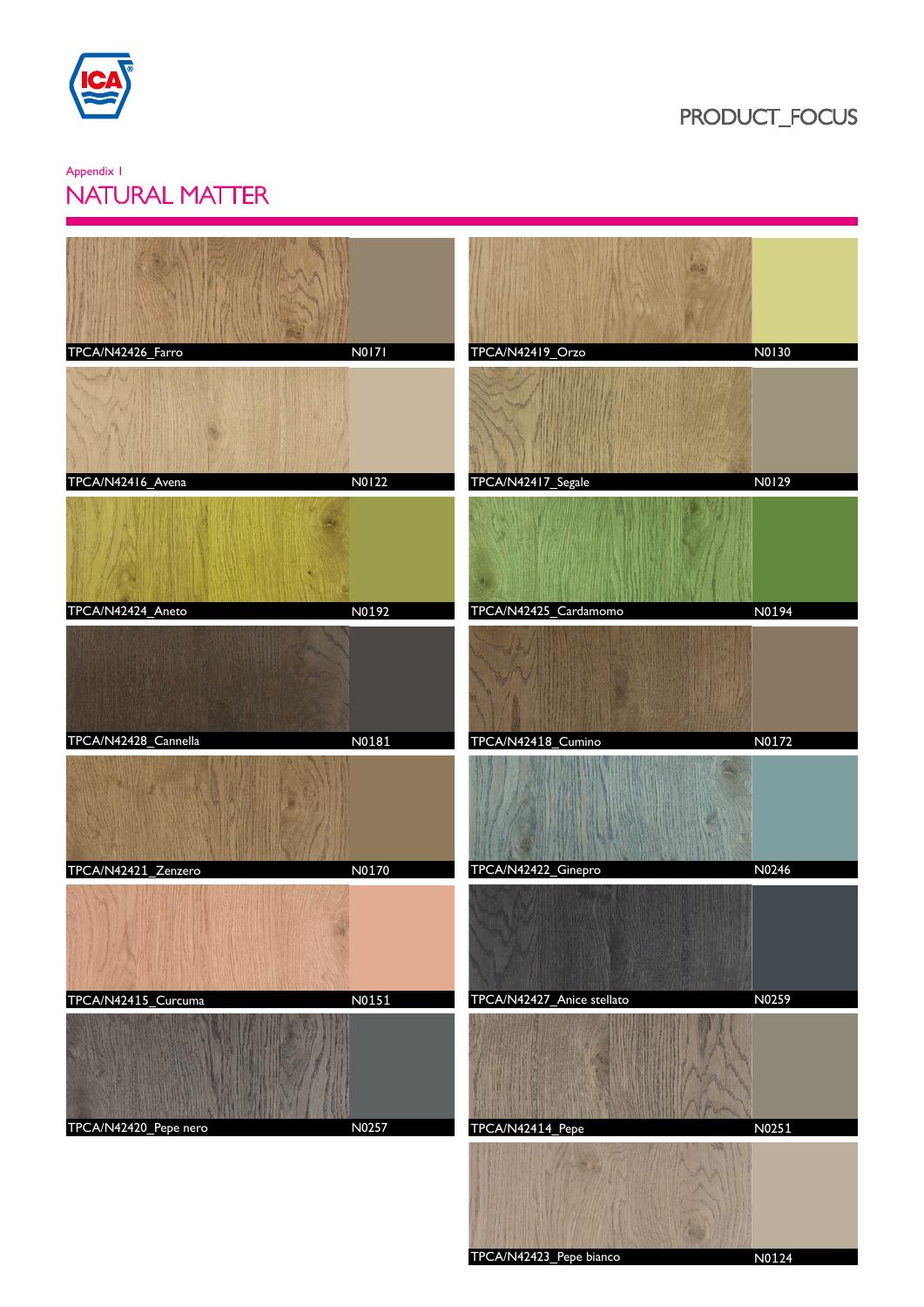Appendix 1

# NATURAL MATTER

TPCA/N42426_Farro N0171

TPCA/N42419_Orzo N0130

TPCA/N42416_Avena N0122

TPCA/N42417_Segale N0129

TPCA/N42424_Aneto N0192

TPCA/N42425_Cardamomo N0194

TPCA/N42428_Cannella N0181

TPCA/N42418_Cumino N0172

TPCA/N42421_Zenzero N0170

TPCA/N42422_Ginepro N0246

TPCA/N42415_Curcuma N0151

TPCA/N42427_Anice stellato N0259

TPCA/N42420_Pepe nero N0257

TPCA/N42414_Pepe N0251

TPCA/N42423_Pepe bianco N0124